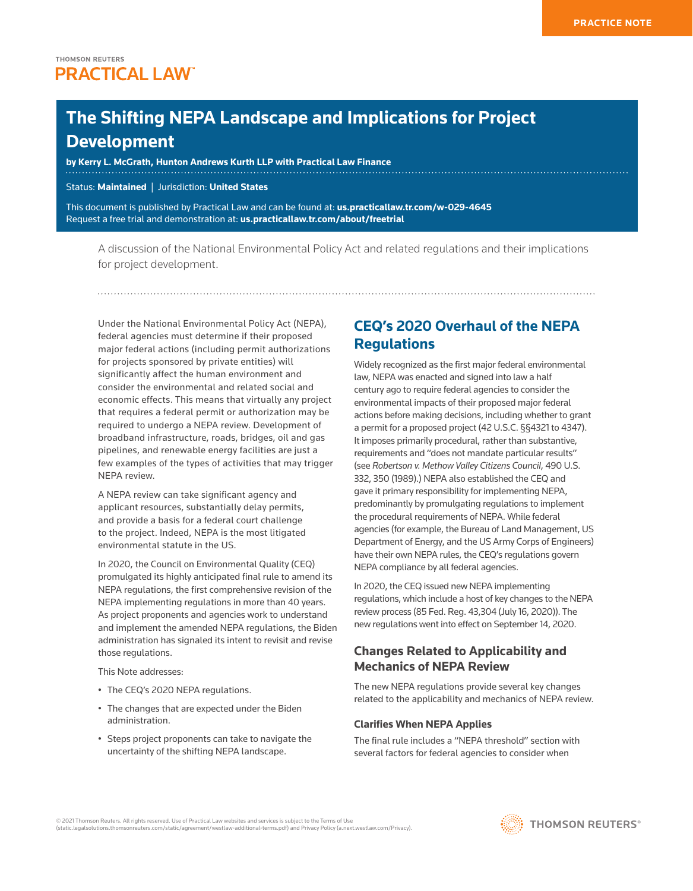PRACTICE NOTE

THOMSON REUTERS
PRACTICAL LAW™

# The Shifting NEPA Landscape and Implications for Project Development

**by Kerry L. McGrath, Hunton Andrews Kurth LLP with Practical Law Finance**

Status: **Maintained** | Jurisdiction: **United States**

This document is published by Practical Law and can be found at: **us.practicallaw.tr.com/w-029-4645**
Request a free trial and demonstration at: **us.practicallaw.tr.com/about/freetrial**

A discussion of the National Environmental Policy Act and related regulations and their implications for project development.

Under the National Environmental Policy Act (NEPA), federal agencies must determine if their proposed major federal actions (including permit authorizations for projects sponsored by private entities) will significantly affect the human environment and consider the environmental and related social and economic effects. This means that virtually any project that requires a federal permit or authorization may be required to undergo a NEPA review. Development of broadband infrastructure, roads, bridges, oil and gas pipelines, and renewable energy facilities are just a few examples of the types of activities that may trigger NEPA review.

A NEPA review can take significant agency and applicant resources, substantially delay permits, and provide a basis for a federal court challenge to the project. Indeed, NEPA is the most litigated environmental statute in the US.

In 2020, the Council on Environmental Quality (CEQ) promulgated its highly anticipated final rule to amend its NEPA regulations, the first comprehensive revision of the NEPA implementing regulations in more than 40 years. As project proponents and agencies work to understand and implement the amended NEPA regulations, the Biden administration has signaled its intent to revisit and revise those regulations.

This Note addresses:

- The CEQ's 2020 NEPA regulations.
- The changes that are expected under the Biden administration.
- Steps project proponents can take to navigate the uncertainty of the shifting NEPA landscape.

## CEQ's 2020 Overhaul of the NEPA Regulations

Widely recognized as the first major federal environmental law, NEPA was enacted and signed into law a half century ago to require federal agencies to consider the environmental impacts of their proposed major federal actions before making decisions, including whether to grant a permit for a proposed project (42 U.S.C. §§4321 to 4347). It imposes primarily procedural, rather than substantive, requirements and "does not mandate particular results" (see *Robertson v. Methow Valley Citizens Council*, 490 U.S. 332, 350 (1989).) NEPA also established the CEQ and gave it primary responsibility for implementing NEPA, predominantly by promulgating regulations to implement the procedural requirements of NEPA. While federal agencies (for example, the Bureau of Land Management, US Department of Energy, and the US Army Corps of Engineers) have their own NEPA rules, the CEQ's regulations govern NEPA compliance by all federal agencies.

In 2020, the CEQ issued new NEPA implementing regulations, which include a host of key changes to the NEPA review process (85 Fed. Reg. 43,304 (July 16, 2020)). The new regulations went into effect on September 14, 2020.

### Changes Related to Applicability and Mechanics of NEPA Review

The new NEPA regulations provide several key changes related to the applicability and mechanics of NEPA review.

#### Clarifies When NEPA Applies

The final rule includes a "NEPA threshold" section with several factors for federal agencies to consider when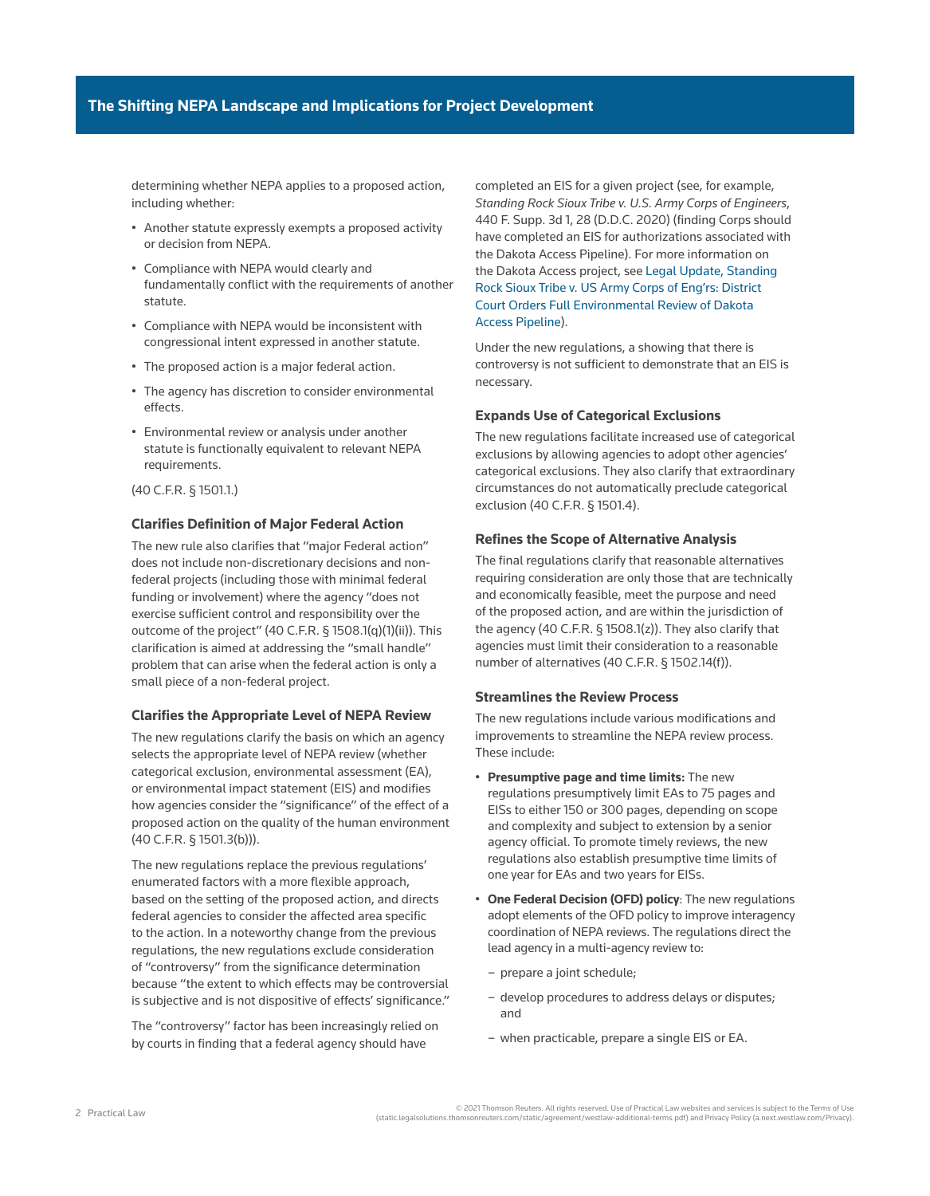determining whether NEPA applies to a proposed action, including whether:

- Another statute expressly exempts a proposed activity or decision from NEPA.
- Compliance with NEPA would clearly and fundamentally conflict with the requirements of another statute.
- Compliance with NEPA would be inconsistent with congressional intent expressed in another statute.
- The proposed action is a major federal action.
- The agency has discretion to consider environmental effects.
- Environmental review or analysis under another statute is functionally equivalent to relevant NEPA requirements.

(40 C.F.R. § 1501.1.)

### Clarifies Definition of Major Federal Action

The new rule also clarifies that "major Federal action" does not include non-discretionary decisions and non-federal projects (including those with minimal federal funding or involvement) where the agency "does not exercise sufficient control and responsibility over the outcome of the project" (40 C.F.R. § 1508.1(q)(1)(ii)). This clarification is aimed at addressing the "small handle" problem that can arise when the federal action is only a small piece of a non-federal project.

### Clarifies the Appropriate Level of NEPA Review

The new regulations clarify the basis on which an agency selects the appropriate level of NEPA review (whether categorical exclusion, environmental assessment (EA), or environmental impact statement (EIS) and modifies how agencies consider the "significance" of the effect of a proposed action on the quality of the human environment (40 C.F.R. § 1501.3(b))).

The new regulations replace the previous regulations' enumerated factors with a more flexible approach, based on the setting of the proposed action, and directs federal agencies to consider the affected area specific to the action. In a noteworthy change from the previous regulations, the new regulations exclude consideration of "controversy" from the significance determination because "the extent to which effects may be controversial is subjective and is not dispositive of effects' significance."

The "controversy" factor has been increasingly relied on by courts in finding that a federal agency should have completed an EIS for a given project (see, for example, *Standing Rock Sioux Tribe v. U.S. Army Corps of Engineers*, 440 F. Supp. 3d 1, 28 (D.D.C. 2020) (finding Corps should have completed an EIS for authorizations associated with the Dakota Access Pipeline). For more information on the Dakota Access project, see Legal Update, Standing Rock Sioux Tribe v. US Army Corps of Eng'rs: District Court Orders Full Environmental Review of Dakota Access Pipeline).

Under the new regulations, a showing that there is controversy is not sufficient to demonstrate that an EIS is necessary.

### Expands Use of Categorical Exclusions

The new regulations facilitate increased use of categorical exclusions by allowing agencies to adopt other agencies' categorical exclusions. They also clarify that extraordinary circumstances do not automatically preclude categorical exclusion (40 C.F.R. § 1501.4).

### Refines the Scope of Alternative Analysis

The final regulations clarify that reasonable alternatives requiring consideration are only those that are technically and economically feasible, meet the purpose and need of the proposed action, and are within the jurisdiction of the agency (40 C.F.R. § 1508.1(z)). They also clarify that agencies must limit their consideration to a reasonable number of alternatives (40 C.F.R. § 1502.14(f)).

### Streamlines the Review Process

The new regulations include various modifications and improvements to streamline the NEPA review process. These include:

- **Presumptive page and time limits:** The new regulations presumptively limit EAs to 75 pages and EISs to either 150 or 300 pages, depending on scope and complexity and subject to extension by a senior agency official. To promote timely reviews, the new regulations also establish presumptive time limits of one year for EAs and two years for EISs.
- **One Federal Decision (OFD) policy**: The new regulations adopt elements of the OFD policy to improve interagency coordination of NEPA reviews. The regulations direct the lead agency in a multi-agency review to:
  - prepare a joint schedule;
  - develop procedures to address delays or disputes; and
  - when practicable, prepare a single EIS or EA.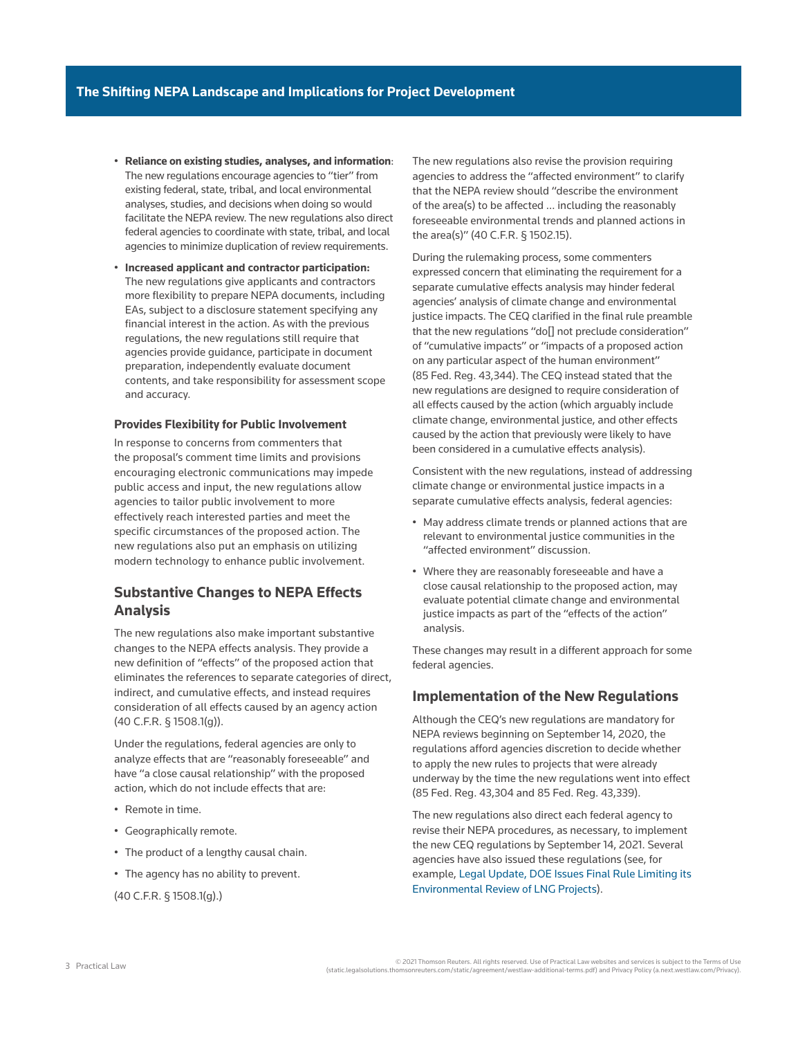- **Reliance on existing studies, analyses, and information**: The new regulations encourage agencies to "tier" from existing federal, state, tribal, and local environmental analyses, studies, and decisions when doing so would facilitate the NEPA review. The new regulations also direct federal agencies to coordinate with state, tribal, and local agencies to minimize duplication of review requirements.
- **Increased applicant and contractor participation:** The new regulations give applicants and contractors more flexibility to prepare NEPA documents, including EAs, subject to a disclosure statement specifying any financial interest in the action. As with the previous regulations, the new regulations still require that agencies provide guidance, participate in document preparation, independently evaluate document contents, and take responsibility for assessment scope and accuracy.

### Provides Flexibility for Public Involvement

In response to concerns from commenters that the proposal's comment time limits and provisions encouraging electronic communications may impede public access and input, the new regulations allow agencies to tailor public involvement to more effectively reach interested parties and meet the specific circumstances of the proposed action. The new regulations also put an emphasis on utilizing modern technology to enhance public involvement.

## Substantive Changes to NEPA Effects Analysis

The new regulations also make important substantive changes to the NEPA effects analysis. They provide a new definition of "effects" of the proposed action that eliminates the references to separate categories of direct, indirect, and cumulative effects, and instead requires consideration of all effects caused by an agency action (40 C.F.R. § 1508.1(g)).

Under the regulations, federal agencies are only to analyze effects that are "reasonably foreseeable" and have "a close causal relationship" with the proposed action, which do not include effects that are:

- Remote in time.
- Geographically remote.
- The product of a lengthy causal chain.
- The agency has no ability to prevent.

(40 C.F.R. § 1508.1(g).)

The new regulations also revise the provision requiring agencies to address the "affected environment" to clarify that the NEPA review should "describe the environment of the area(s) to be affected ... including the reasonably foreseeable environmental trends and planned actions in the area(s)" (40 C.F.R. § 1502.15).

During the rulemaking process, some commenters expressed concern that eliminating the requirement for a separate cumulative effects analysis may hinder federal agencies' analysis of climate change and environmental justice impacts. The CEQ clarified in the final rule preamble that the new regulations "do[] not preclude consideration" of "cumulative impacts" or "impacts of a proposed action on any particular aspect of the human environment" (85 Fed. Reg. 43,344). The CEQ instead stated that the new regulations are designed to require consideration of all effects caused by the action (which arguably include climate change, environmental justice, and other effects caused by the action that previously were likely to have been considered in a cumulative effects analysis).

Consistent with the new regulations, instead of addressing climate change or environmental justice impacts in a separate cumulative effects analysis, federal agencies:

- May address climate trends or planned actions that are relevant to environmental justice communities in the "affected environment" discussion.
- Where they are reasonably foreseeable and have a close causal relationship to the proposed action, may evaluate potential climate change and environmental justice impacts as part of the "effects of the action" analysis.

These changes may result in a different approach for some federal agencies.

## Implementation of the New Regulations

Although the CEQ's new regulations are mandatory for NEPA reviews beginning on September 14, 2020, the regulations afford agencies discretion to decide whether to apply the new rules to projects that were already underway by the time the new regulations went into effect (85 Fed. Reg. 43,304 and 85 Fed. Reg. 43,339).

The new regulations also direct each federal agency to revise their NEPA procedures, as necessary, to implement the new CEQ regulations by September 14, 2021. Several agencies have also issued these regulations (see, for example, Legal Update, DOE Issues Final Rule Limiting its Environmental Review of LNG Projects).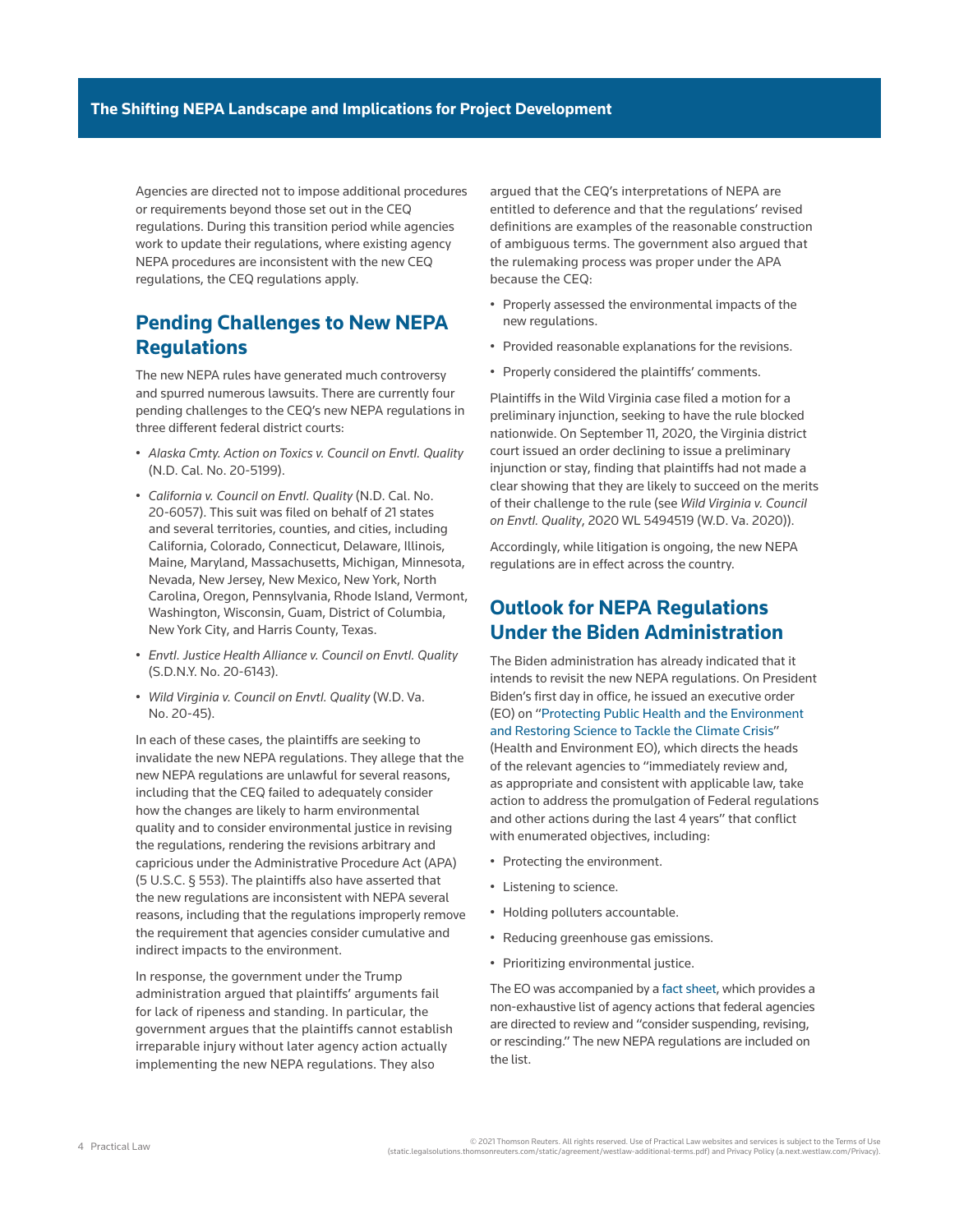Agencies are directed not to impose additional procedures or requirements beyond those set out in the CEQ regulations. During this transition period while agencies work to update their regulations, where existing agency NEPA procedures are inconsistent with the new CEQ regulations, the CEQ regulations apply.

## Pending Challenges to New NEPA Regulations

The new NEPA rules have generated much controversy and spurred numerous lawsuits. There are currently four pending challenges to the CEQ's new NEPA regulations in three different federal district courts:

- *Alaska Cmty. Action on Toxics v. Council on Envtl. Quality* (N.D. Cal. No. 20-5199).
- *California v. Council on Envtl. Quality* (N.D. Cal. No. 20-6057). This suit was filed on behalf of 21 states and several territories, counties, and cities, including California, Colorado, Connecticut, Delaware, Illinois, Maine, Maryland, Massachusetts, Michigan, Minnesota, Nevada, New Jersey, New Mexico, New York, North Carolina, Oregon, Pennsylvania, Rhode Island, Vermont, Washington, Wisconsin, Guam, District of Columbia, New York City, and Harris County, Texas.
- *Envtl. Justice Health Alliance v. Council on Envtl. Quality* (S.D.N.Y. No. 20-6143).
- *Wild Virginia v. Council on Envtl. Quality* (W.D. Va. No. 20-45).

In each of these cases, the plaintiffs are seeking to invalidate the new NEPA regulations. They allege that the new NEPA regulations are unlawful for several reasons, including that the CEQ failed to adequately consider how the changes are likely to harm environmental quality and to consider environmental justice in revising the regulations, rendering the revisions arbitrary and capricious under the Administrative Procedure Act (APA) (5 U.S.C. § 553). The plaintiffs also have asserted that the new regulations are inconsistent with NEPA several reasons, including that the regulations improperly remove the requirement that agencies consider cumulative and indirect impacts to the environment.

In response, the government under the Trump administration argued that plaintiffs' arguments fail for lack of ripeness and standing. In particular, the government argues that the plaintiffs cannot establish irreparable injury without later agency action actually implementing the new NEPA regulations. They also argued that the CEQ's interpretations of NEPA are entitled to deference and that the regulations' revised definitions are examples of the reasonable construction of ambiguous terms. The government also argued that the rulemaking process was proper under the APA because the CEQ:

- Properly assessed the environmental impacts of the new regulations.
- Provided reasonable explanations for the revisions.
- Properly considered the plaintiffs' comments.

Plaintiffs in the Wild Virginia case filed a motion for a preliminary injunction, seeking to have the rule blocked nationwide. On September 11, 2020, the Virginia district court issued an order declining to issue a preliminary injunction or stay, finding that plaintiffs had not made a clear showing that they are likely to succeed on the merits of their challenge to the rule (see *Wild Virginia v. Council on Envtl. Quality*, 2020 WL 5494519 (W.D. Va. 2020)).

Accordingly, while litigation is ongoing, the new NEPA regulations are in effect across the country.

## Outlook for NEPA Regulations Under the Biden Administration

The Biden administration has already indicated that it intends to revisit the new NEPA regulations. On President Biden's first day in office, he issued an executive order (EO) on "Protecting Public Health and the Environment and Restoring Science to Tackle the Climate Crisis" (Health and Environment EO), which directs the heads of the relevant agencies to "immediately review and, as appropriate and consistent with applicable law, take action to address the promulgation of Federal regulations and other actions during the last 4 years" that conflict with enumerated objectives, including:

- Protecting the environment.
- Listening to science.
- Holding polluters accountable.
- Reducing greenhouse gas emissions.
- Prioritizing environmental justice.

The EO was accompanied by a fact sheet, which provides a non-exhaustive list of agency actions that federal agencies are directed to review and "consider suspending, revising, or rescinding." The new NEPA regulations are included on the list.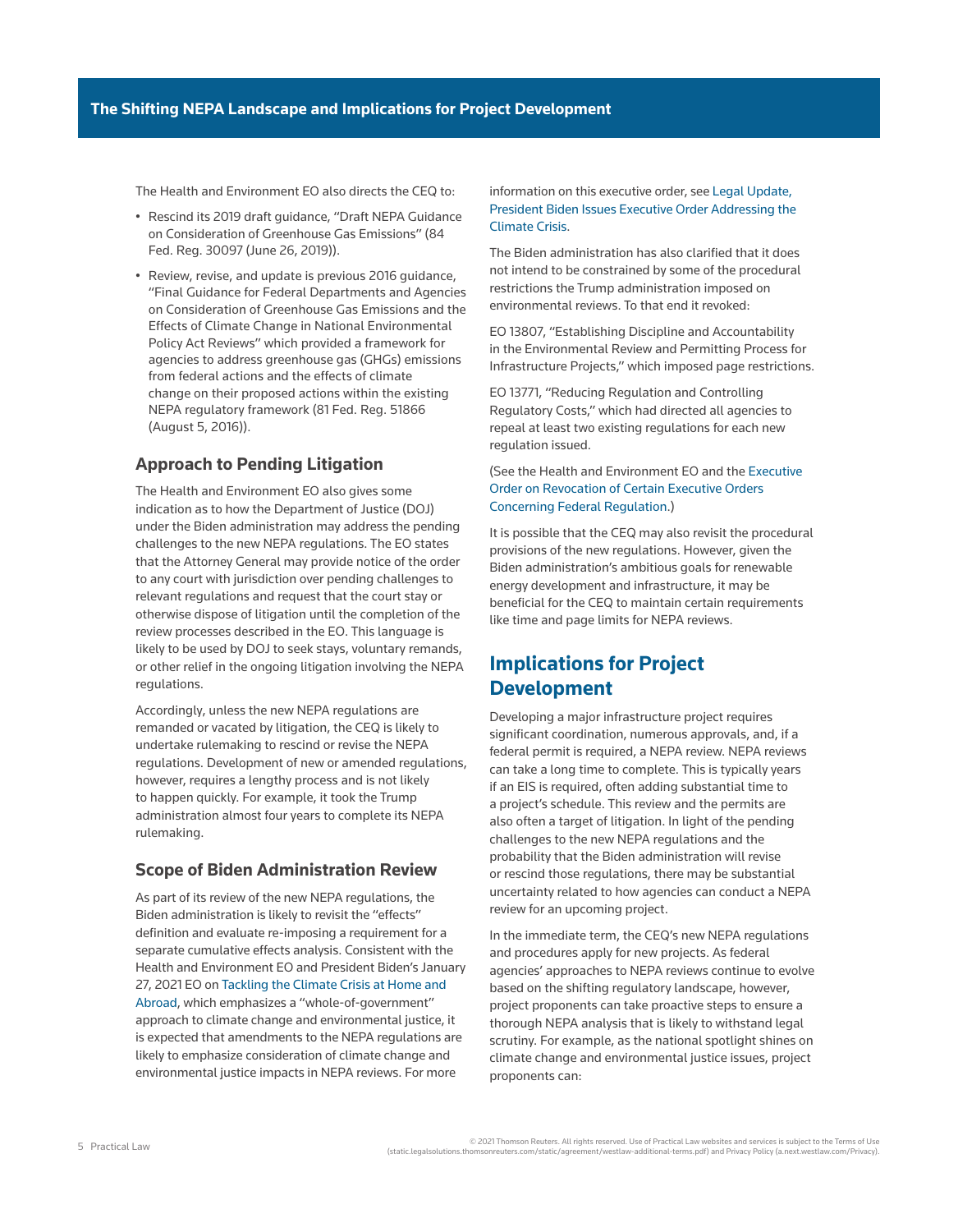The Health and Environment EO also directs the CEQ to:

- Rescind its 2019 draft guidance, "Draft NEPA Guidance on Consideration of Greenhouse Gas Emissions" (84 Fed. Reg. 30097 (June 26, 2019)).
- Review, revise, and update is previous 2016 guidance, "Final Guidance for Federal Departments and Agencies on Consideration of Greenhouse Gas Emissions and the Effects of Climate Change in National Environmental Policy Act Reviews" which provided a framework for agencies to address greenhouse gas (GHGs) emissions from federal actions and the effects of climate change on their proposed actions within the existing NEPA regulatory framework (81 Fed. Reg. 51866 (August 5, 2016)).

### Approach to Pending Litigation

The Health and Environment EO also gives some indication as to how the Department of Justice (DOJ) under the Biden administration may address the pending challenges to the new NEPA regulations. The EO states that the Attorney General may provide notice of the order to any court with jurisdiction over pending challenges to relevant regulations and request that the court stay or otherwise dispose of litigation until the completion of the review processes described in the EO. This language is likely to be used by DOJ to seek stays, voluntary remands, or other relief in the ongoing litigation involving the NEPA regulations.

Accordingly, unless the new NEPA regulations are remanded or vacated by litigation, the CEQ is likely to undertake rulemaking to rescind or revise the NEPA regulations. Development of new or amended regulations, however, requires a lengthy process and is not likely to happen quickly. For example, it took the Trump administration almost four years to complete its NEPA rulemaking.

### Scope of Biden Administration Review

As part of its review of the new NEPA regulations, the Biden administration is likely to revisit the "effects" definition and evaluate re-imposing a requirement for a separate cumulative effects analysis. Consistent with the Health and Environment EO and President Biden's January 27, 2021 EO on Tackling the Climate Crisis at Home and Abroad, which emphasizes a "whole-of-government" approach to climate change and environmental justice, it is expected that amendments to the NEPA regulations are likely to emphasize consideration of climate change and environmental justice impacts in NEPA reviews. For more information on this executive order, see Legal Update, President Biden Issues Executive Order Addressing the Climate Crisis.

The Biden administration has also clarified that it does not intend to be constrained by some of the procedural restrictions the Trump administration imposed on environmental reviews. To that end it revoked:

EO 13807, "Establishing Discipline and Accountability in the Environmental Review and Permitting Process for Infrastructure Projects," which imposed page restrictions.

EO 13771, "Reducing Regulation and Controlling Regulatory Costs," which had directed all agencies to repeal at least two existing regulations for each new regulation issued.

(See the Health and Environment EO and the Executive Order on Revocation of Certain Executive Orders Concerning Federal Regulation.)

It is possible that the CEQ may also revisit the procedural provisions of the new regulations. However, given the Biden administration's ambitious goals for renewable energy development and infrastructure, it may be beneficial for the CEQ to maintain certain requirements like time and page limits for NEPA reviews.

## Implications for Project Development

Developing a major infrastructure project requires significant coordination, numerous approvals, and, if a federal permit is required, a NEPA review. NEPA reviews can take a long time to complete. This is typically years if an EIS is required, often adding substantial time to a project's schedule. This review and the permits are also often a target of litigation. In light of the pending challenges to the new NEPA regulations and the probability that the Biden administration will revise or rescind those regulations, there may be substantial uncertainty related to how agencies can conduct a NEPA review for an upcoming project.

In the immediate term, the CEQ's new NEPA regulations and procedures apply for new projects. As federal agencies' approaches to NEPA reviews continue to evolve based on the shifting regulatory landscape, however, project proponents can take proactive steps to ensure a thorough NEPA analysis that is likely to withstand legal scrutiny. For example, as the national spotlight shines on climate change and environmental justice issues, project proponents can: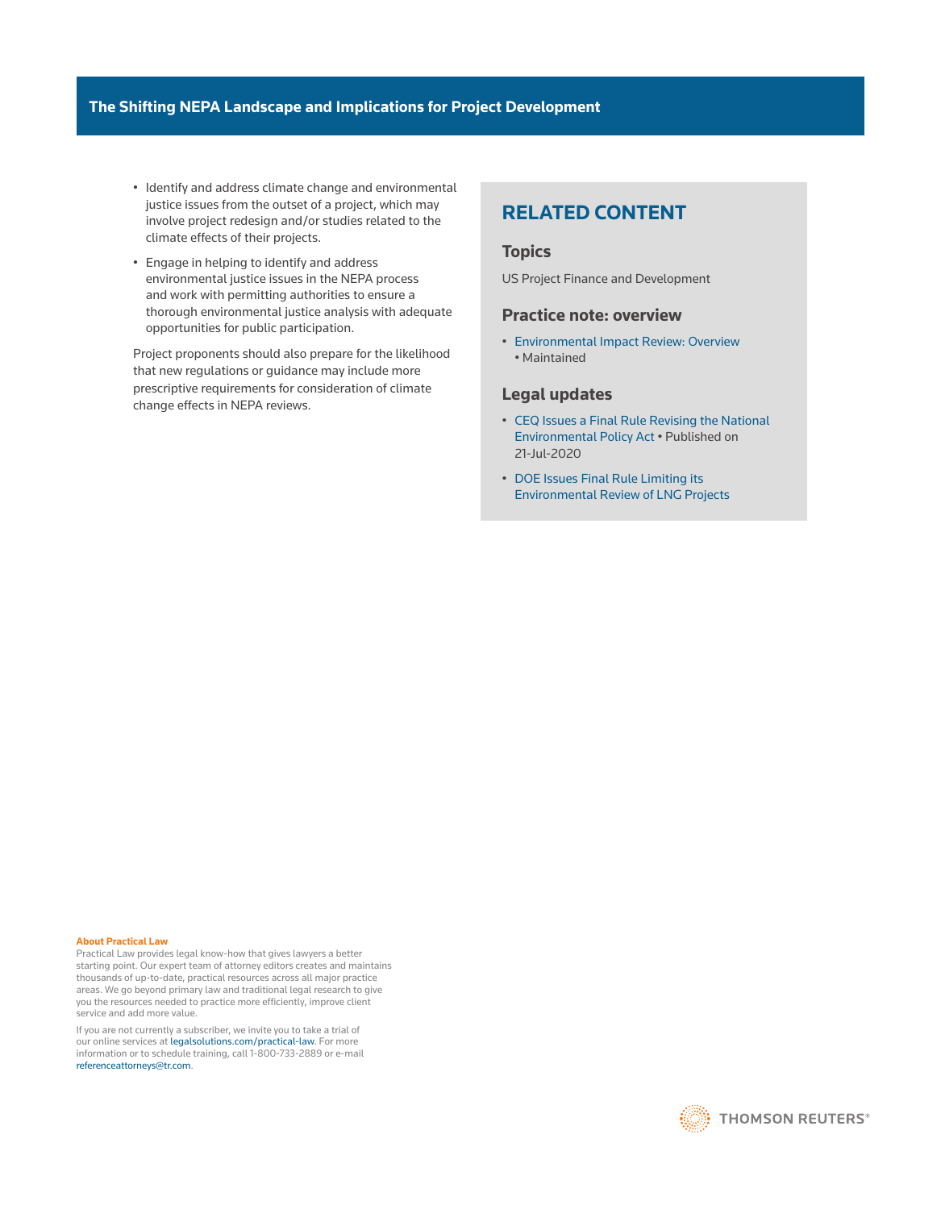- Identify and address climate change and environmental justice issues from the outset of a project, which may involve project redesign and/or studies related to the climate effects of their projects.
- Engage in helping to identify and address environmental justice issues in the NEPA process and work with permitting authorities to ensure a thorough environmental justice analysis with adequate opportunities for public participation.

Project proponents should also prepare for the likelihood that new regulations or guidance may include more prescriptive requirements for consideration of climate change effects in NEPA reviews.

## RELATED CONTENT

### Topics

US Project Finance and Development

### Practice note: overview

- Environmental Impact Review: Overview • Maintained

### Legal updates

- CEQ Issues a Final Rule Revising the National Environmental Policy Act • Published on 21-Jul-2020
- DOE Issues Final Rule Limiting its Environmental Review of LNG Projects

**About Practical Law**

Practical Law provides legal know-how that gives lawyers a better starting point. Our expert team of attorney editors creates and maintains thousands of up-to-date, practical resources across all major practice areas. We go beyond primary law and traditional legal research to give you the resources needed to practice more efficiently, improve client service and add more value.

If you are not currently a subscriber, we invite you to take a trial of our online services at legalsolutions.com/practical-law. For more information or to schedule training, call 1-800-733-2889 or e-mail referenceattorneys@tr.com.